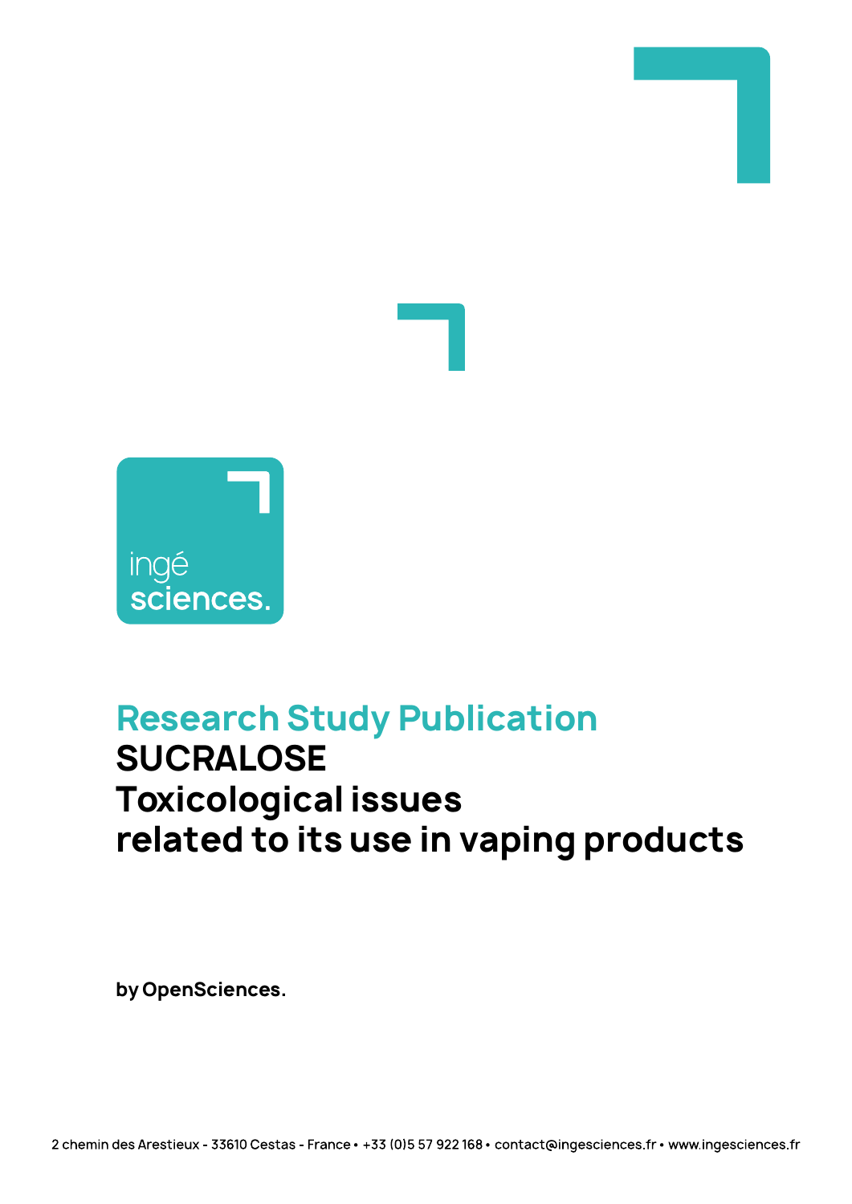ingé
sciences.

# Research Study Publication

# SUCRALOSE
# Toxicological issues related to its use in vaping products

**by OpenSciences.**

2 chemin des Arestieux - 33610 Cestas - France • +33 (0)5 57 922 168 • contact@ingesciences.fr • www.ingesciences.fr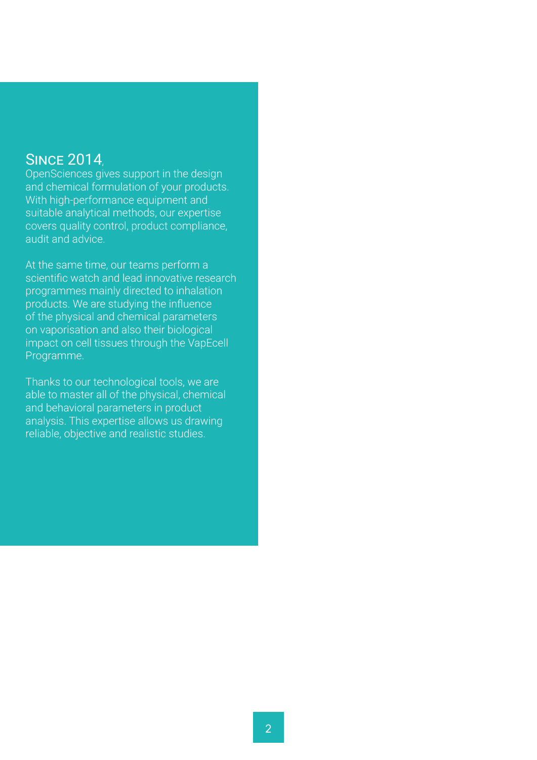## Since 2014,

OpenSciences gives support in the design and chemical formulation of your products. With high-performance equipment and suitable analytical methods, our expertise covers quality control, product compliance, audit and advice.

At the same time, our teams perform a scientific watch and lead innovative research programmes mainly directed to inhalation products. We are studying the influence of the physical and chemical parameters on vaporisation and also their biological impact on cell tissues through the VapEcell Programme.

Thanks to our technological tools, we are able to master all of the physical, chemical and behavioral parameters in product analysis. This expertise allows us drawing reliable, objective and realistic studies.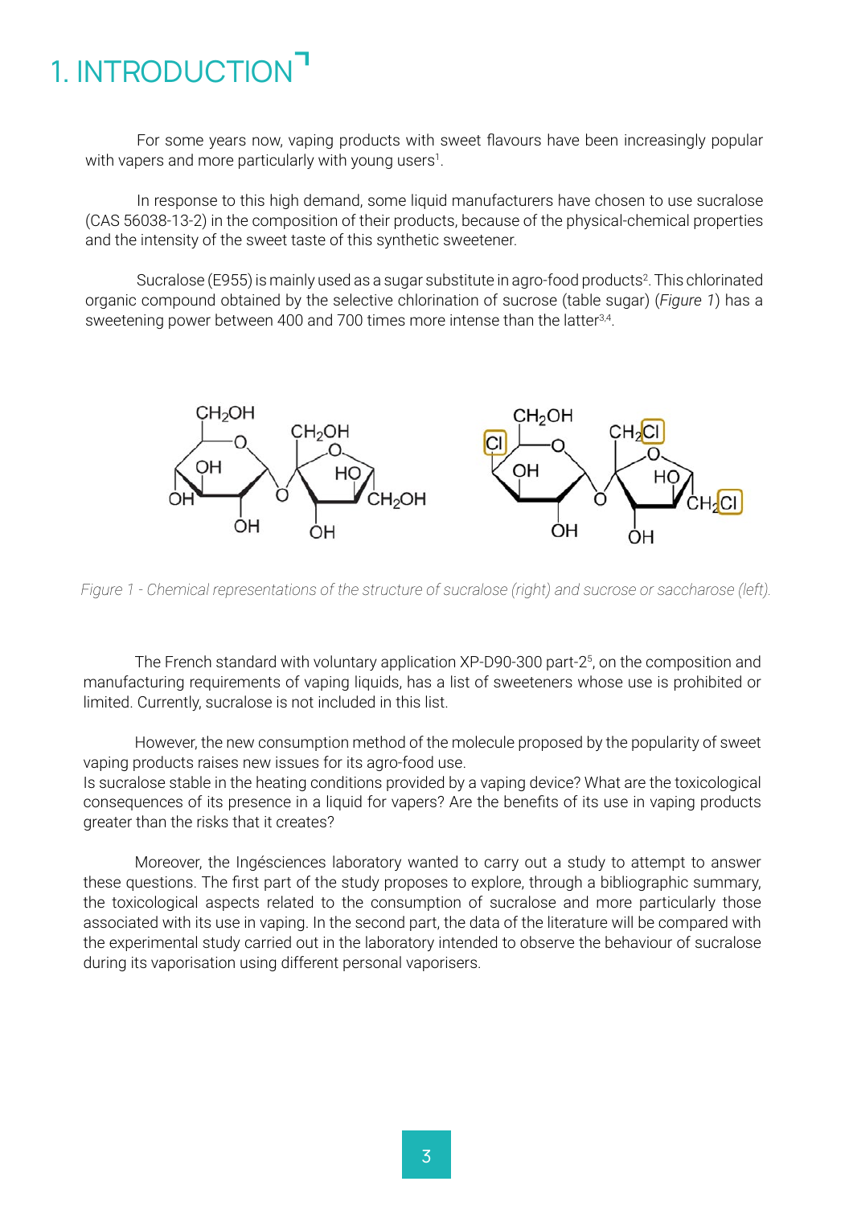# 1. INTRODUCTION

For some years now, vaping products with sweet flavours have been increasingly popular with vapers and more particularly with young users[1].

In response to this high demand, some liquid manufacturers have chosen to use sucralose (CAS 56038-13-2) in the composition of their products, because of the physical-chemical properties and the intensity of the sweet taste of this synthetic sweetener.

Sucralose (E955) is mainly used as a sugar substitute in agro-food products[2]. This chlorinated organic compound obtained by the selective chlorination of sucrose (table sugar) (*Figure 1*) has a sweetening power between 400 and 700 times more intense than the latter[3,4].

*Figure 1 - Chemical representations of the structure of sucralose (right) and sucrose or saccharose (left).*

The French standard with voluntary application XP-D90-300 part-2[5], on the composition and manufacturing requirements of vaping liquids, has a list of sweeteners whose use is prohibited or limited. Currently, sucralose is not included in this list.

However, the new consumption method of the molecule proposed by the popularity of sweet vaping products raises new issues for its agro-food use.
Is sucralose stable in the heating conditions provided by a vaping device? What are the toxicological consequences of its presence in a liquid for vapers? Are the benefits of its use in vaping products greater than the risks that it creates?

Moreover, the Ingésciences laboratory wanted to carry out a study to attempt to answer these questions. The first part of the study proposes to explore, through a bibliographic summary, the toxicological aspects related to the consumption of sucralose and more particularly those associated with its use in vaping. In the second part, the data of the literature will be compared with the experimental study carried out in the laboratory intended to observe the behaviour of sucralose during its vaporisation using different personal vaporisers.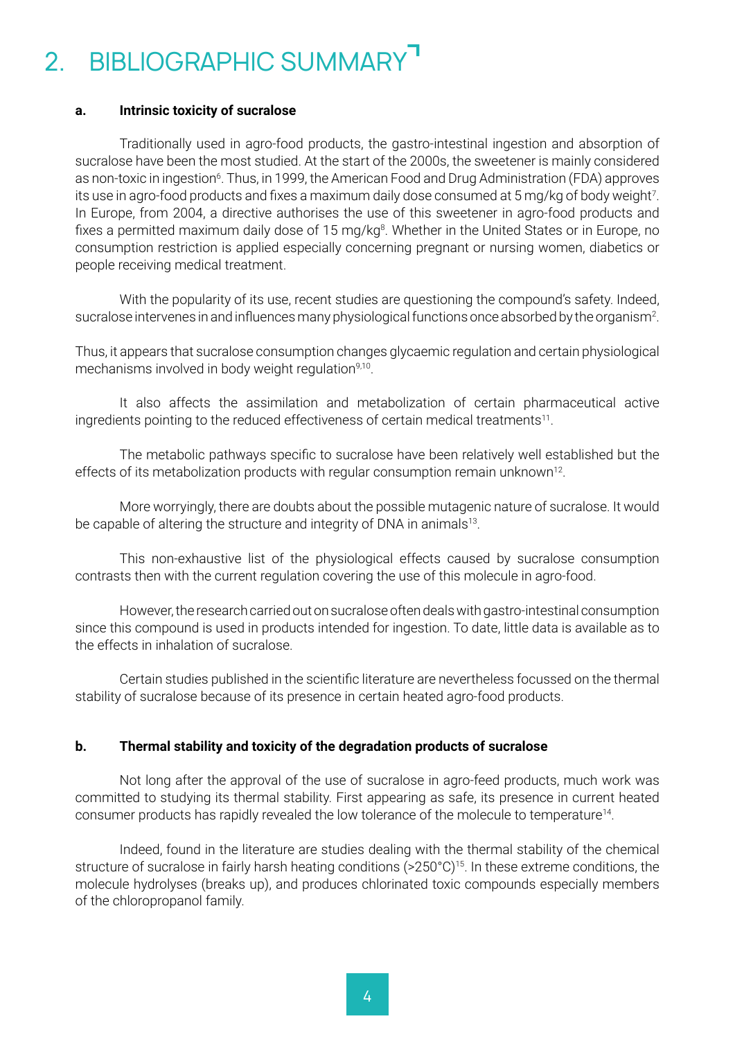# 2. BIBLIOGRAPHIC SUMMARY

### a. Intrinsic toxicity of sucralose

Traditionally used in agro-food products, the gastro-intestinal ingestion and absorption of sucralose have been the most studied. At the start of the 2000s, the sweetener is mainly considered as non-toxic in ingestion[6]. Thus, in 1999, the American Food and Drug Administration (FDA) approves its use in agro-food products and fixes a maximum daily dose consumed at 5 mg/kg of body weight[7]. In Europe, from 2004, a directive authorises the use of this sweetener in agro-food products and fixes a permitted maximum daily dose of 15 mg/kg[8]. Whether in the United States or in Europe, no consumption restriction is applied especially concerning pregnant or nursing women, diabetics or people receiving medical treatment.

With the popularity of its use, recent studies are questioning the compound's safety. Indeed, sucralose intervenes in and influences many physiological functions once absorbed by the organism[2].

Thus, it appears that sucralose consumption changes glycaemic regulation and certain physiological mechanisms involved in body weight regulation[9,10].

It also affects the assimilation and metabolization of certain pharmaceutical active ingredients pointing to the reduced effectiveness of certain medical treatments[11].

The metabolic pathways specific to sucralose have been relatively well established but the effects of its metabolization products with regular consumption remain unknown[12].

More worryingly, there are doubts about the possible mutagenic nature of sucralose. It would be capable of altering the structure and integrity of DNA in animals[13].

This non-exhaustive list of the physiological effects caused by sucralose consumption contrasts then with the current regulation covering the use of this molecule in agro-food.

However, the research carried out on sucralose often deals with gastro-intestinal consumption since this compound is used in products intended for ingestion. To date, little data is available as to the effects in inhalation of sucralose.

Certain studies published in the scientific literature are nevertheless focussed on the thermal stability of sucralose because of its presence in certain heated agro-food products.

### b. Thermal stability and toxicity of the degradation products of sucralose

Not long after the approval of the use of sucralose in agro-feed products, much work was committed to studying its thermal stability. First appearing as safe, its presence in current heated consumer products has rapidly revealed the low tolerance of the molecule to temperature[14].

Indeed, found in the literature are studies dealing with the thermal stability of the chemical structure of sucralose in fairly harsh heating conditions (>250°C)[15]. In these extreme conditions, the molecule hydrolyses (breaks up), and produces chlorinated toxic compounds especially members of the chloropropanol family.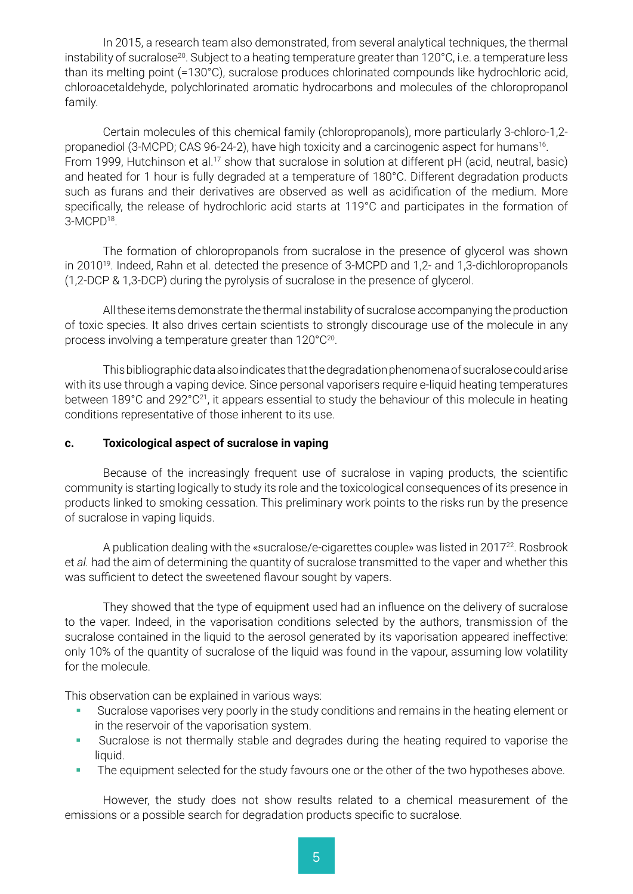In 2015, a research team also demonstrated, from several analytical techniques, the thermal instability of sucralose[20]. Subject to a heating temperature greater than 120°C, i.e. a temperature less than its melting point (=130°C), sucralose produces chlorinated compounds like hydrochloric acid, chloroacetaldehyde, polychlorinated aromatic hydrocarbons and molecules of the chloropropanol family.

Certain molecules of this chemical family (chloropropanols), more particularly 3-chloro-1,2-propanediol (3-MCPD; CAS 96-24-2), have high toxicity and a carcinogenic aspect for humans[16]. From 1999, Hutchinson et al.[17] show that sucralose in solution at different pH (acid, neutral, basic) and heated for 1 hour is fully degraded at a temperature of 180°C. Different degradation products such as furans and their derivatives are observed as well as acidification of the medium. More specifically, the release of hydrochloric acid starts at 119°C and participates in the formation of 3-MCPD[18].

The formation of chloropropanols from sucralose in the presence of glycerol was shown in 2010[19]. Indeed, Rahn et al. detected the presence of 3-MCPD and 1,2- and 1,3-dichloropropanols (1,2-DCP & 1,3-DCP) during the pyrolysis of sucralose in the presence of glycerol.

All these items demonstrate the thermal instability of sucralose accompanying the production of toxic species. It also drives certain scientists to strongly discourage use of the molecule in any process involving a temperature greater than 120°C[20].

This bibliographic data also indicates that the degradation phenomena of sucralose could arise with its use through a vaping device. Since personal vaporisers require e-liquid heating temperatures between 189°C and 292°C[21], it appears essential to study the behaviour of this molecule in heating conditions representative of those inherent to its use.

### c. Toxicological aspect of sucralose in vaping

Because of the increasingly frequent use of sucralose in vaping products, the scientific community is starting logically to study its role and the toxicological consequences of its presence in products linked to smoking cessation. This preliminary work points to the risks run by the presence of sucralose in vaping liquids.

A publication dealing with the «sucralose/e-cigarettes couple» was listed in 2017[22]. Rosbrook et *al.* had the aim of determining the quantity of sucralose transmitted to the vaper and whether this was sufficient to detect the sweetened flavour sought by vapers.

They showed that the type of equipment used had an influence on the delivery of sucralose to the vaper. Indeed, in the vaporisation conditions selected by the authors, transmission of the sucralose contained in the liquid to the aerosol generated by its vaporisation appeared ineffective: only 10% of the quantity of sucralose of the liquid was found in the vapour, assuming low volatility for the molecule.

This observation can be explained in various ways:

- Sucralose vaporises very poorly in the study conditions and remains in the heating element or in the reservoir of the vaporisation system.
- Sucralose is not thermally stable and degrades during the heating required to vaporise the liquid.
- The equipment selected for the study favours one or the other of the two hypotheses above.

However, the study does not show results related to a chemical measurement of the emissions or a possible search for degradation products specific to sucralose.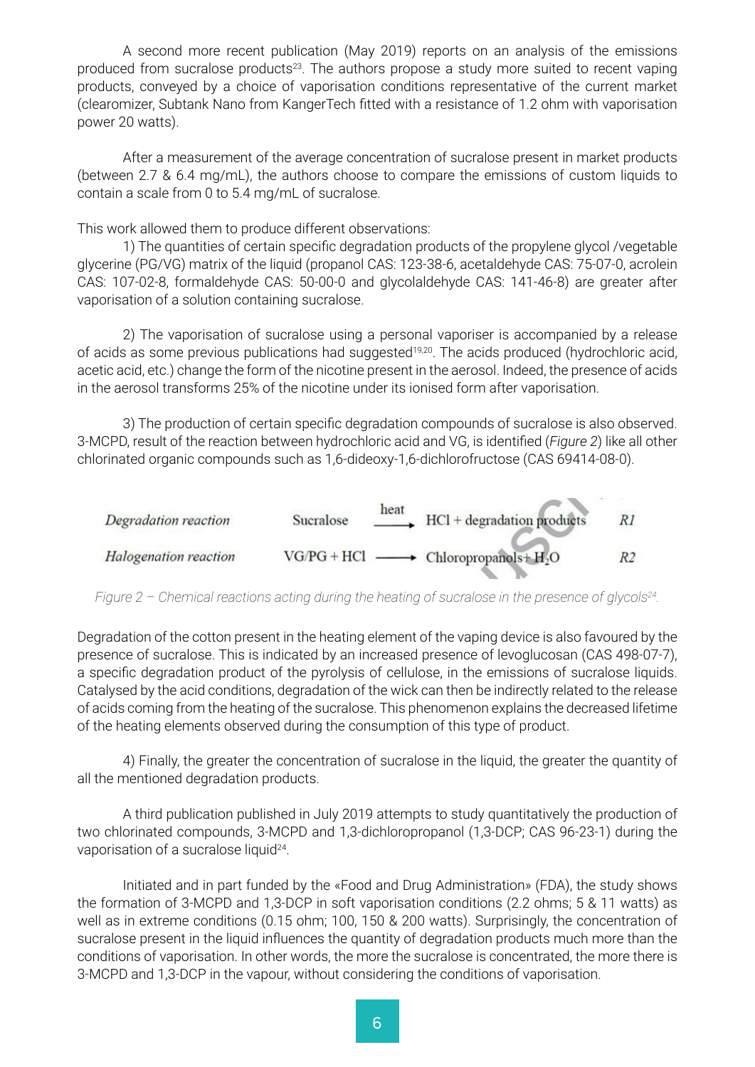A second more recent publication (May 2019) reports on an analysis of the emissions produced from sucralose products[23]. The authors propose a study more suited to recent vaping products, conveyed by a choice of vaporisation conditions representative of the current market (clearomizer, Subtank Nano from KangerTech fitted with a resistance of 1.2 ohm with vaporisation power 20 watts).

After a measurement of the average concentration of sucralose present in market products (between 2.7 & 6.4 mg/mL), the authors choose to compare the emissions of custom liquids to contain a scale from 0 to 5.4 mg/mL of sucralose.

This work allowed them to produce different observations:

1) The quantities of certain specific degradation products of the propylene glycol /vegetable glycerine (PG/VG) matrix of the liquid (propanol CAS: 123-38-6, acetaldehyde CAS: 75-07-0, acrolein CAS: 107-02-8, formaldehyde CAS: 50-00-0 and glycolaldehyde CAS: 141-46-8) are greater after vaporisation of a solution containing sucralose.

2) The vaporisation of sucralose using a personal vaporiser is accompanied by a release of acids as some previous publications had suggested[19,20]. The acids produced (hydrochloric acid, acetic acid, etc.) change the form of the nicotine present in the aerosol. Indeed, the presence of acids in the aerosol transforms 25% of the nicotine under its ionised form after vaporisation.

3) The production of certain specific degradation compounds of sucralose is also observed. 3-MCPD, result of the reaction between hydrochloric acid and VG, is identified (*Figure 2*) like all other chlorinated organic compounds such as 1,6-dideoxy-1,6-dichlorofructose (CAS 69414-08-0).

| | | |
|---|---|---|
| *Degradation reaction* | Sucralose $\xrightarrow{\text{heat}}$ HCl + degradation products | *R1* |
| *Halogenation reaction* | VG/PG + HCl $\longrightarrow$ Chloropropanols + $H_2O$ | *R2* |

*Figure 2 – Chemical reactions acting during the heating of sucralose in the presence of glycols[24].*

Degradation of the cotton present in the heating element of the vaping device is also favoured by the presence of sucralose. This is indicated by an increased presence of levoglucosan (CAS 498-07-7), a specific degradation product of the pyrolysis of cellulose, in the emissions of sucralose liquids. Catalysed by the acid conditions, degradation of the wick can then be indirectly related to the release of acids coming from the heating of the sucralose. This phenomenon explains the decreased lifetime of the heating elements observed during the consumption of this type of product.

4) Finally, the greater the concentration of sucralose in the liquid, the greater the quantity of all the mentioned degradation products.

A third publication published in July 2019 attempts to study quantitatively the production of two chlorinated compounds, 3-MCPD and 1,3-dichloropropanol (1,3-DCP; CAS 96-23-1) during the vaporisation of a sucralose liquid[24].

Initiated and in part funded by the «Food and Drug Administration» (FDA), the study shows the formation of 3-MCPD and 1,3-DCP in soft vaporisation conditions (2.2 ohms; 5 & 11 watts) as well as in extreme conditions (0.15 ohm; 100, 150 & 200 watts). Surprisingly, the concentration of sucralose present in the liquid influences the quantity of degradation products much more than the conditions of vaporisation. In other words, the more the sucralose is concentrated, the more there is 3-MCPD and 1,3-DCP in the vapour, without considering the conditions of vaporisation.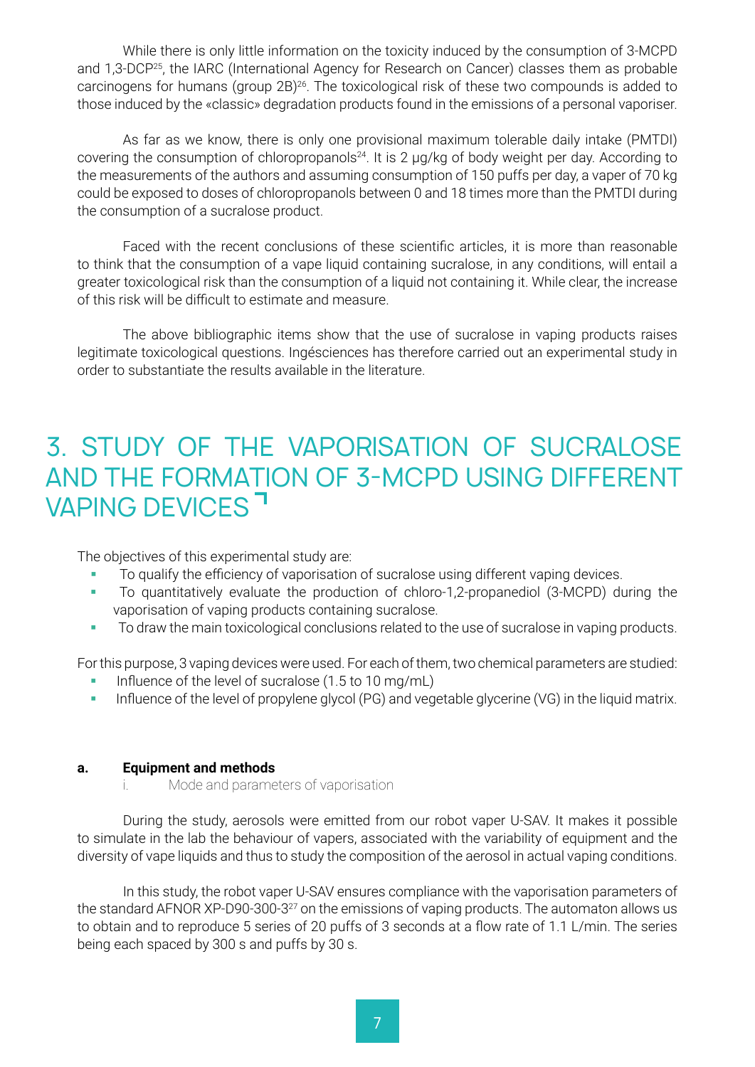While there is only little information on the toxicity induced by the consumption of 3-MCPD and 1,3-DCP[25], the IARC (International Agency for Research on Cancer) classes them as probable carcinogens for humans (group 2B)[26]. The toxicological risk of these two compounds is added to those induced by the «classic» degradation products found in the emissions of a personal vaporiser.

As far as we know, there is only one provisional maximum tolerable daily intake (PMTDI) covering the consumption of chloropropanols[24]. It is 2 µg/kg of body weight per day. According to the measurements of the authors and assuming consumption of 150 puffs per day, a vaper of 70 kg could be exposed to doses of chloropropanols between 0 and 18 times more than the PMTDI during the consumption of a sucralose product.

Faced with the recent conclusions of these scientific articles, it is more than reasonable to think that the consumption of a vape liquid containing sucralose, in any conditions, will entail a greater toxicological risk than the consumption of a liquid not containing it. While clear, the increase of this risk will be difficult to estimate and measure.

The above bibliographic items show that the use of sucralose in vaping products raises legitimate toxicological questions. Ingésciences has therefore carried out an experimental study in order to substantiate the results available in the literature.

# 3. STUDY OF THE VAPORISATION OF SUCRALOSE AND THE FORMATION OF 3-MCPD USING DIFFERENT VAPING DEVICES

The objectives of this experimental study are:

- To qualify the efficiency of vaporisation of sucralose using different vaping devices.
- To quantitatively evaluate the production of chloro-1,2-propanediol (3-MCPD) during the vaporisation of vaping products containing sucralose.
- To draw the main toxicological conclusions related to the use of sucralose in vaping products.

For this purpose, 3 vaping devices were used. For each of them, two chemical parameters are studied:

- Influence of the level of sucralose (1.5 to 10 mg/mL)
- Influence of the level of propylene glycol (PG) and vegetable glycerine (VG) in the liquid matrix.

## a. Equipment and methods

### i. Mode and parameters of vaporisation

During the study, aerosols were emitted from our robot vaper U-SAV. It makes it possible to simulate in the lab the behaviour of vapers, associated with the variability of equipment and the diversity of vape liquids and thus to study the composition of the aerosol in actual vaping conditions.

In this study, the robot vaper U-SAV ensures compliance with the vaporisation parameters of the standard AFNOR XP-D90-300-3[27] on the emissions of vaping products. The automaton allows us to obtain and to reproduce 5 series of 20 puffs of 3 seconds at a flow rate of 1.1 L/min. The series being each spaced by 300 s and puffs by 30 s.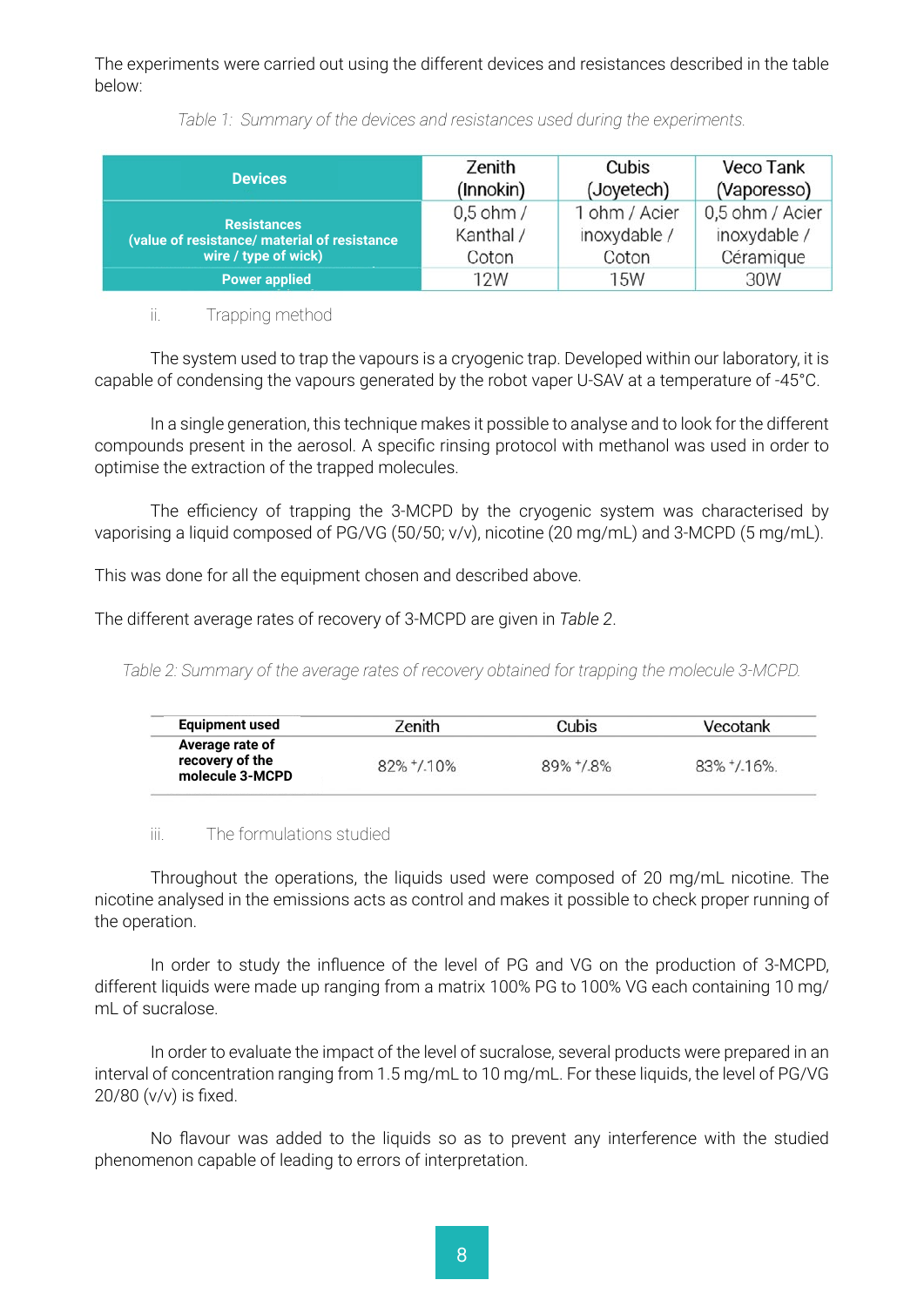The experiments were carried out using the different devices and resistances described in the table below:

*Table 1: Summary of the devices and resistances used during the experiments.*

| **Devices** | Zenith (Innokin) | Cubis (Joyetech) | Veco Tank (Vaporesso) |
|---|---|---|---|
| **Resistances (value of resistance/ material of resistance wire / type of wick)** | 0,5 ohm / Kanthal / Coton | 1 ohm / Acier inoxydable / Coton | 0,5 ohm / Acier inoxydable / Céramique |
| **Power applied** | 12W | 15W | 30W |

ii. Trapping method

The system used to trap the vapours is a cryogenic trap. Developed within our laboratory, it is capable of condensing the vapours generated by the robot vaper U-SAV at a temperature of -45°C.

In a single generation, this technique makes it possible to analyse and to look for the different compounds present in the aerosol. A specific rinsing protocol with methanol was used in order to optimise the extraction of the trapped molecules.

The efficiency of trapping the 3-MCPD by the cryogenic system was characterised by vaporising a liquid composed of PG/VG (50/50; v/v), nicotine (20 mg/mL) and 3-MCPD (5 mg/mL).

This was done for all the equipment chosen and described above.

The different average rates of recovery of 3-MCPD are given in *Table 2*.

*Table 2: Summary of the average rates of recovery obtained for trapping the molecule 3-MCPD.*

| **Equipment used** | Zenith | Cubis | Vecotank |
|---|---|---|---|
| **Average rate of recovery of the molecule 3-MCPD** | 82% +/-10% | 89% +/-8% | 83% +/-16%. |

iii. The formulations studied

Throughout the operations, the liquids used were composed of 20 mg/mL nicotine. The nicotine analysed in the emissions acts as control and makes it possible to check proper running of the operation.

In order to study the influence of the level of PG and VG on the production of 3-MCPD, different liquids were made up ranging from a matrix 100% PG to 100% VG each containing 10 mg/mL of sucralose.

In order to evaluate the impact of the level of sucralose, several products were prepared in an interval of concentration ranging from 1.5 mg/mL to 10 mg/mL. For these liquids, the level of PG/VG 20/80 (v/v) is fixed.

No flavour was added to the liquids so as to prevent any interference with the studied phenomenon capable of leading to errors of interpretation.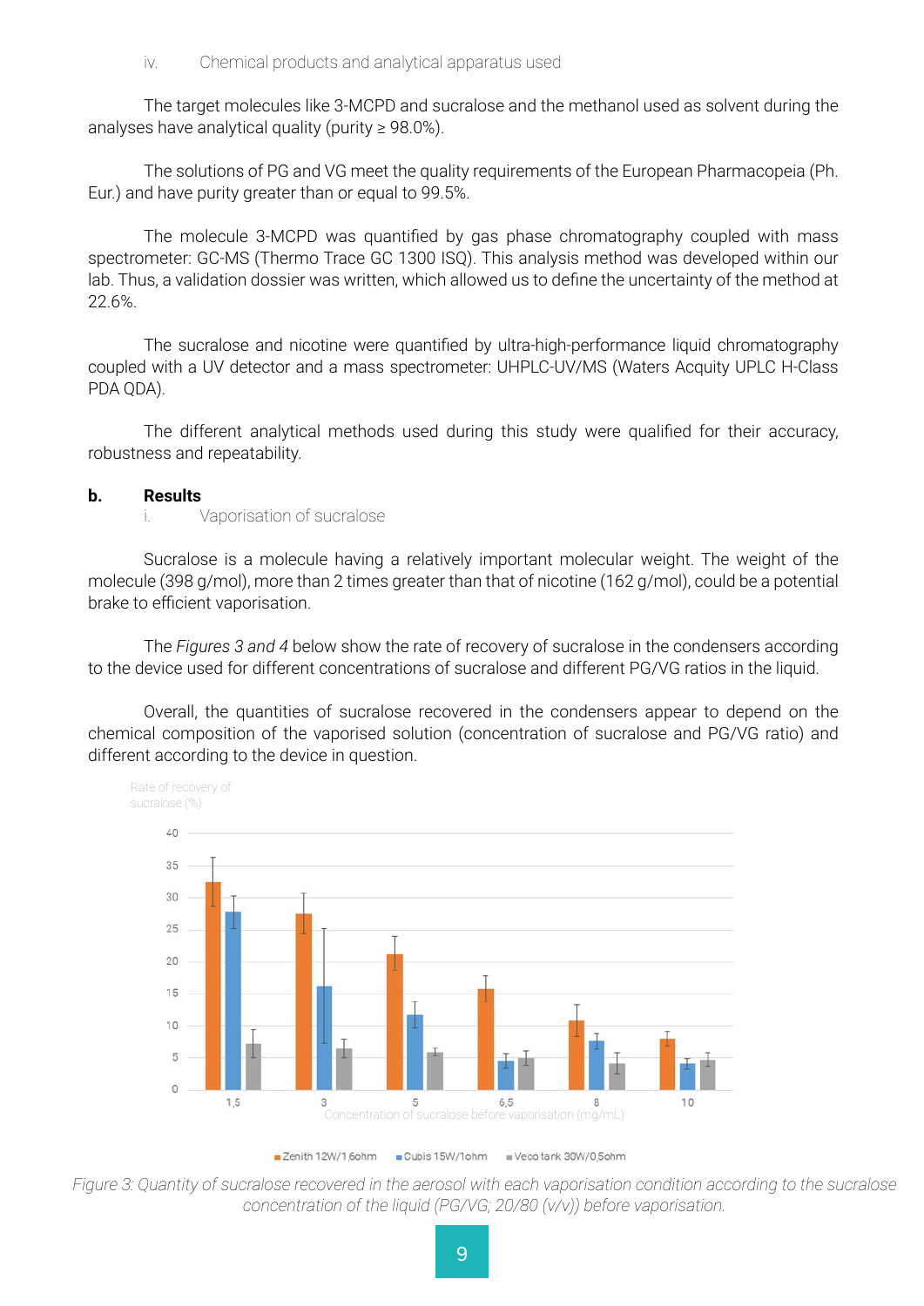iv. Chemical products and analytical apparatus used

The target molecules like 3-MCPD and sucralose and the methanol used as solvent during the analyses have analytical quality (purity ≥ 98.0%).

The solutions of PG and VG meet the quality requirements of the European Pharmacopeia (Ph. Eur.) and have purity greater than or equal to 99.5%.

The molecule 3-MCPD was quantified by gas phase chromatography coupled with mass spectrometer: GC-MS (Thermo Trace GC 1300 ISQ). This analysis method was developed within our lab. Thus, a validation dossier was written, which allowed us to define the uncertainty of the method at 22.6%.

The sucralose and nicotine were quantified by ultra-high-performance liquid chromatography coupled with a UV detector and a mass spectrometer: UHPLC-UV/MS (Waters Acquity UPLC H-Class PDA QDA).

The different analytical methods used during this study were qualified for their accuracy, robustness and repeatability.

## b. Results

i. Vaporisation of sucralose

Sucralose is a molecule having a relatively important molecular weight. The weight of the molecule (398 g/mol), more than 2 times greater than that of nicotine (162 g/mol), could be a potential brake to efficient vaporisation.

The *Figures 3 and 4* below show the rate of recovery of sucralose in the condensers according to the device used for different concentrations of sucralose and different PG/VG ratios in the liquid.

Overall, the quantities of sucralose recovered in the condensers appear to depend on the chemical composition of the vaporised solution (concentration of sucralose and PG/VG ratio) and different according to the device in question.

*Figure 3: Quantity of sucralose recovered in the aerosol with each vaporisation condition according to the sucralose concentration of the liquid (PG/VG; 20/80 (v/v)) before vaporisation.*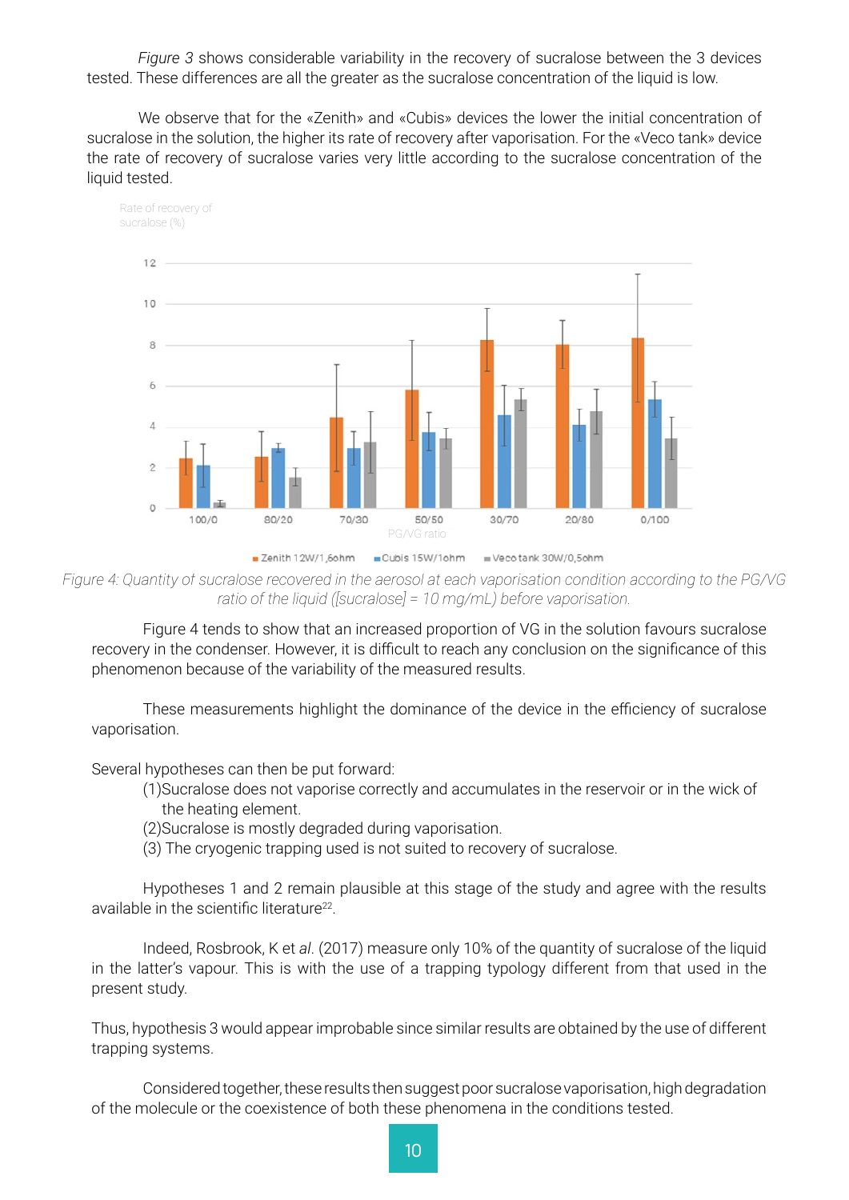*Figure 3* shows considerable variability in the recovery of sucralose between the 3 devices tested. These differences are all the greater as the sucralose concentration of the liquid is low.

We observe that for the «Zenith» and «Cubis» devices the lower the initial concentration of sucralose in the solution, the higher its rate of recovery after vaporisation. For the «Veco tank» device the rate of recovery of sucralose varies very little according to the sucralose concentration of the liquid tested.

*Figure 4: Quantity of sucralose recovered in the aerosol at each vaporisation condition according to the PG/VG ratio of the liquid ([sucralose] = 10 mg/mL) before vaporisation.*

Figure 4 tends to show that an increased proportion of VG in the solution favours sucralose recovery in the condenser. However, it is difficult to reach any conclusion on the significance of this phenomenon because of the variability of the measured results.

These measurements highlight the dominance of the device in the efficiency of sucralose vaporisation.

Several hypotheses can then be put forward:

(1)Sucralose does not vaporise correctly and accumulates in the reservoir or in the wick of the heating element.

(2)Sucralose is mostly degraded during vaporisation.

(3) The cryogenic trapping used is not suited to recovery of sucralose.

Hypotheses 1 and 2 remain plausible at this stage of the study and agree with the results available in the scientific literature[22].

Indeed, Rosbrook, K et *al*. (2017) measure only 10% of the quantity of sucralose of the liquid in the latter's vapour. This is with the use of a trapping typology different from that used in the present study.

Thus, hypothesis 3 would appear improbable since similar results are obtained by the use of different trapping systems.

Considered together, these results then suggest poor sucralose vaporisation, high degradation of the molecule or the coexistence of both these phenomena in the conditions tested.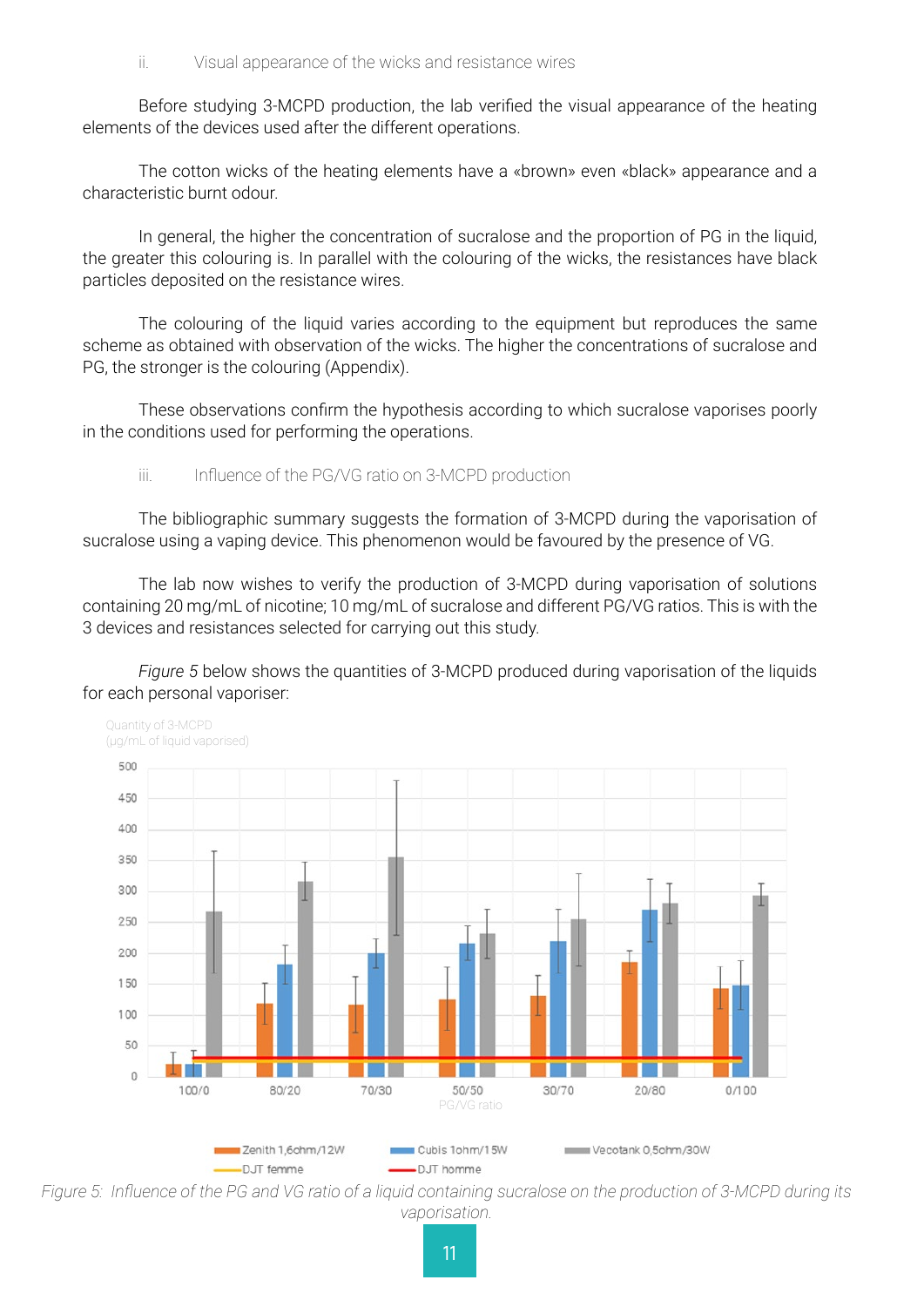ii. Visual appearance of the wicks and resistance wires

Before studying 3-MCPD production, the lab verified the visual appearance of the heating elements of the devices used after the different operations.

The cotton wicks of the heating elements have a «brown» even «black» appearance and a characteristic burnt odour.

In general, the higher the concentration of sucralose and the proportion of PG in the liquid, the greater this colouring is. In parallel with the colouring of the wicks, the resistances have black particles deposited on the resistance wires.

The colouring of the liquid varies according to the equipment but reproduces the same scheme as obtained with observation of the wicks. The higher the concentrations of sucralose and PG, the stronger is the colouring (Appendix).

These observations confirm the hypothesis according to which sucralose vaporises poorly in the conditions used for performing the operations.

iii. Influence of the PG/VG ratio on 3-MCPD production

The bibliographic summary suggests the formation of 3-MCPD during the vaporisation of sucralose using a vaping device. This phenomenon would be favoured by the presence of VG.

The lab now wishes to verify the production of 3-MCPD during vaporisation of solutions containing 20 mg/mL of nicotine; 10 mg/mL of sucralose and different PG/VG ratios. This is with the 3 devices and resistances selected for carrying out this study.

*Figure 5* below shows the quantities of 3-MCPD produced during vaporisation of the liquids for each personal vaporiser:

*Figure 5: Influence of the PG and VG ratio of a liquid containing sucralose on the production of 3-MCPD during its vaporisation.*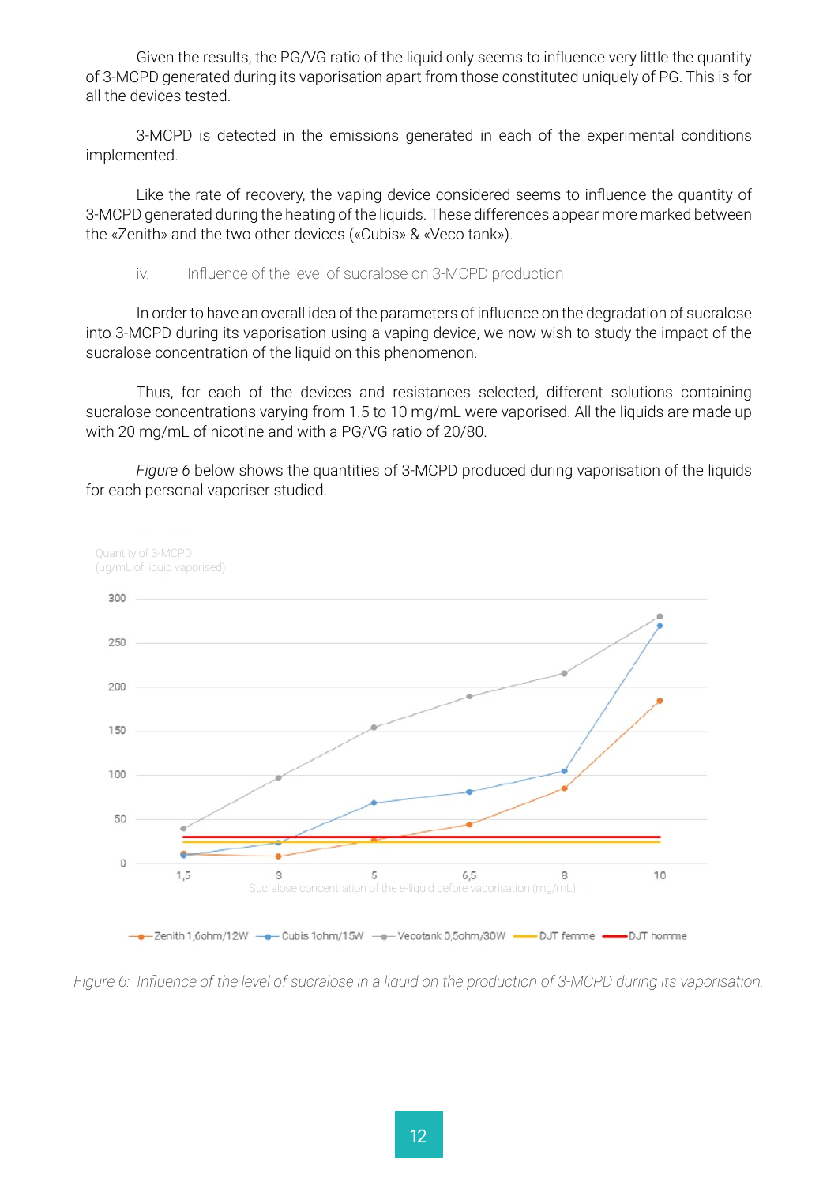Given the results, the PG/VG ratio of the liquid only seems to influence very little the quantity of 3-MCPD generated during its vaporisation apart from those constituted uniquely of PG. This is for all the devices tested.

3-MCPD is detected in the emissions generated in each of the experimental conditions implemented.

Like the rate of recovery, the vaping device considered seems to influence the quantity of 3-MCPD generated during the heating of the liquids. These differences appear more marked between the «Zenith» and the two other devices («Cubis» & «Veco tank»).

### iv. Influence of the level of sucralose on 3-MCPD production

In order to have an overall idea of the parameters of influence on the degradation of sucralose into 3-MCPD during its vaporisation using a vaping device, we now wish to study the impact of the sucralose concentration of the liquid on this phenomenon.

Thus, for each of the devices and resistances selected, different solutions containing sucralose concentrations varying from 1.5 to 10 mg/mL were vaporised. All the liquids are made up with 20 mg/mL of nicotine and with a PG/VG ratio of 20/80.

*Figure 6* below shows the quantities of 3-MCPD produced during vaporisation of the liquids for each personal vaporiser studied.

Quantity of 3-MCPD (µg/mL of liquid vaporised)

Sucralose concentration of the e-liquid before vaporisation (mg/mL)

Legend: Zenith 1,6ohm/12W; Cubis 1ohm/15W; Vecotank 0,5ohm/30W; DJT femme; DJT homme

*Figure 6: Influence of the level of sucralose in a liquid on the production of 3-MCPD during its vaporisation.*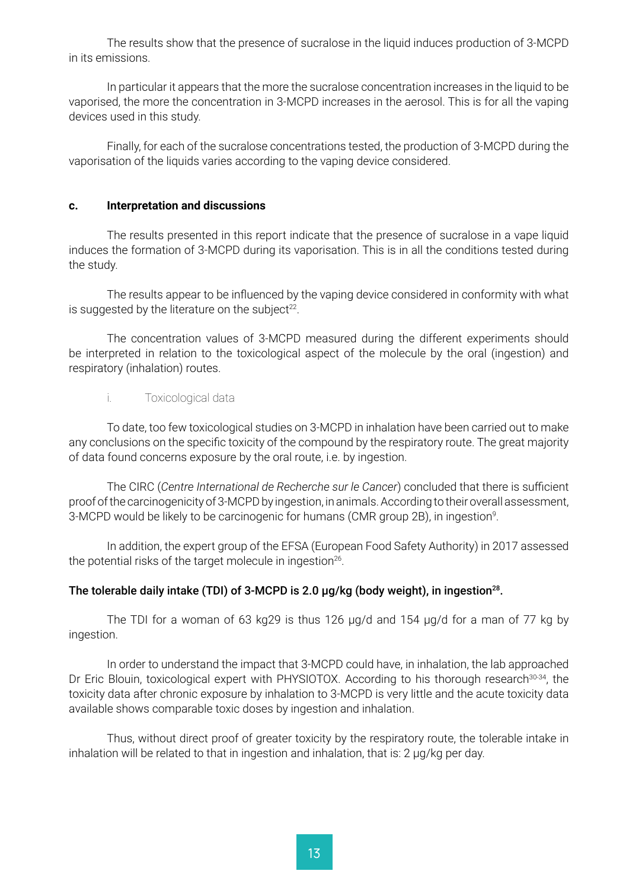The results show that the presence of sucralose in the liquid induces production of 3-MCPD in its emissions.

In particular it appears that the more the sucralose concentration increases in the liquid to be vaporised, the more the concentration in 3-MCPD increases in the aerosol. This is for all the vaping devices used in this study.

Finally, for each of the sucralose concentrations tested, the production of 3-MCPD during the vaporisation of the liquids varies according to the vaping device considered.

#### c. Interpretation and discussions

The results presented in this report indicate that the presence of sucralose in a vape liquid induces the formation of 3-MCPD during its vaporisation. This is in all the conditions tested during the study.

The results appear to be influenced by the vaping device considered in conformity with what is suggested by the literature on the subject[22].

The concentration values of 3-MCPD measured during the different experiments should be interpreted in relation to the toxicological aspect of the molecule by the oral (ingestion) and respiratory (inhalation) routes.

##### i. Toxicological data

To date, too few toxicological studies on 3-MCPD in inhalation have been carried out to make any conclusions on the specific toxicity of the compound by the respiratory route. The great majority of data found concerns exposure by the oral route, i.e. by ingestion.

The CIRC (*Centre International de Recherche sur le Cancer*) concluded that there is sufficient proof of the carcinogenicity of 3-MCPD by ingestion, in animals. According to their overall assessment, 3-MCPD would be likely to be carcinogenic for humans (CMR group 2B), in ingestion[9].

In addition, the expert group of the EFSA (European Food Safety Authority) in 2017 assessed the potential risks of the target molecule in ingestion[26].

**The tolerable daily intake (TDI) of 3-MCPD is 2.0 µg/kg (body weight), in ingestion[28].**

The TDI for a woman of 63 kg29 is thus 126 µg/d and 154 µg/d for a man of 77 kg by ingestion.

In order to understand the impact that 3-MCPD could have, in inhalation, the lab approached Dr Eric Blouin, toxicological expert with PHYSIOTOX. According to his thorough research[30-34], the toxicity data after chronic exposure by inhalation to 3-MCPD is very little and the acute toxicity data available shows comparable toxic doses by ingestion and inhalation.

Thus, without direct proof of greater toxicity by the respiratory route, the tolerable intake in inhalation will be related to that in ingestion and inhalation, that is: 2 µg/kg per day.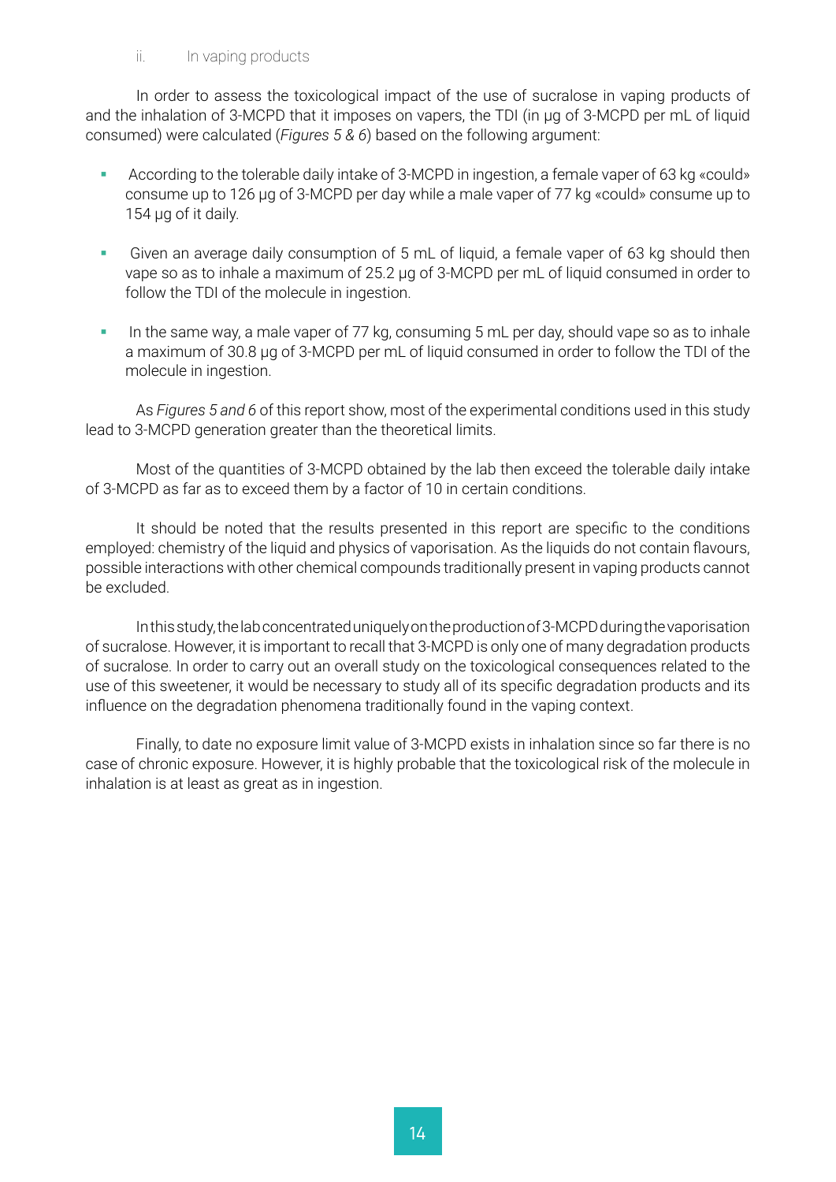ii. In vaping products

In order to assess the toxicological impact of the use of sucralose in vaping products of and the inhalation of 3-MCPD that it imposes on vapers, the TDI (in µg of 3-MCPD per mL of liquid consumed) were calculated (*Figures 5 & 6*) based on the following argument:

- According to the tolerable daily intake of 3-MCPD in ingestion, a female vaper of 63 kg «could» consume up to 126 µg of 3-MCPD per day while a male vaper of 77 kg «could» consume up to 154 µg of it daily.
- Given an average daily consumption of 5 mL of liquid, a female vaper of 63 kg should then vape so as to inhale a maximum of 25.2 µg of 3-MCPD per mL of liquid consumed in order to follow the TDI of the molecule in ingestion.
- In the same way, a male vaper of 77 kg, consuming 5 mL per day, should vape so as to inhale a maximum of 30.8 µg of 3-MCPD per mL of liquid consumed in order to follow the TDI of the molecule in ingestion.

As *Figures 5 and 6* of this report show, most of the experimental conditions used in this study lead to 3-MCPD generation greater than the theoretical limits.

Most of the quantities of 3-MCPD obtained by the lab then exceed the tolerable daily intake of 3-MCPD as far as to exceed them by a factor of 10 in certain conditions.

It should be noted that the results presented in this report are specific to the conditions employed: chemistry of the liquid and physics of vaporisation. As the liquids do not contain flavours, possible interactions with other chemical compounds traditionally present in vaping products cannot be excluded.

In this study, the lab concentrated uniquely on the production of 3-MCPD during the vaporisation of sucralose. However, it is important to recall that 3-MCPD is only one of many degradation products of sucralose. In order to carry out an overall study on the toxicological consequences related to the use of this sweetener, it would be necessary to study all of its specific degradation products and its influence on the degradation phenomena traditionally found in the vaping context.

Finally, to date no exposure limit value of 3-MCPD exists in inhalation since so far there is no case of chronic exposure. However, it is highly probable that the toxicological risk of the molecule in inhalation is at least as great as in ingestion.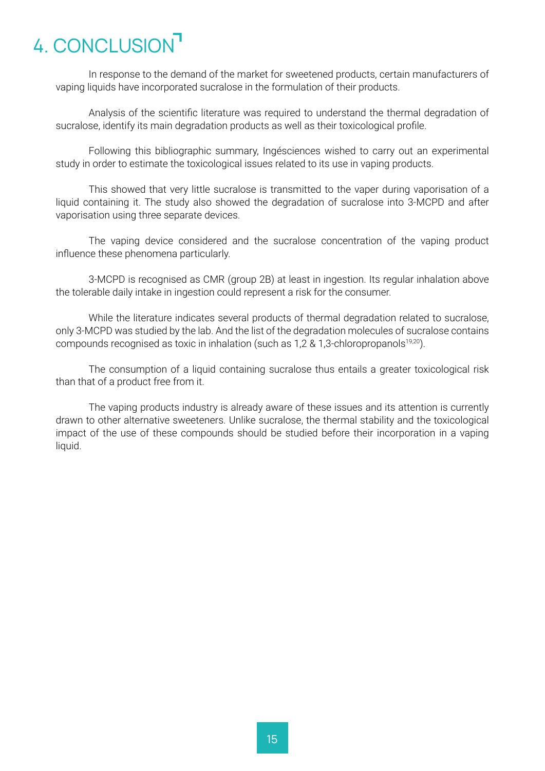# 4. CONCLUSION

In response to the demand of the market for sweetened products, certain manufacturers of vaping liquids have incorporated sucralose in the formulation of their products.

Analysis of the scientific literature was required to understand the thermal degradation of sucralose, identify its main degradation products as well as their toxicological profile.

Following this bibliographic summary, Ingésciences wished to carry out an experimental study in order to estimate the toxicological issues related to its use in vaping products.

This showed that very little sucralose is transmitted to the vaper during vaporisation of a liquid containing it. The study also showed the degradation of sucralose into 3-MCPD and after vaporisation using three separate devices.

The vaping device considered and the sucralose concentration of the vaping product influence these phenomena particularly.

3-MCPD is recognised as CMR (group 2B) at least in ingestion. Its regular inhalation above the tolerable daily intake in ingestion could represent a risk for the consumer.

While the literature indicates several products of thermal degradation related to sucralose, only 3-MCPD was studied by the lab. And the list of the degradation molecules of sucralose contains compounds recognised as toxic in inhalation (such as 1,2 & 1,3-chloropropanols[19,20]).

The consumption of a liquid containing sucralose thus entails a greater toxicological risk than that of a product free from it.

The vaping products industry is already aware of these issues and its attention is currently drawn to other alternative sweeteners. Unlike sucralose, the thermal stability and the toxicological impact of the use of these compounds should be studied before their incorporation in a vaping liquid.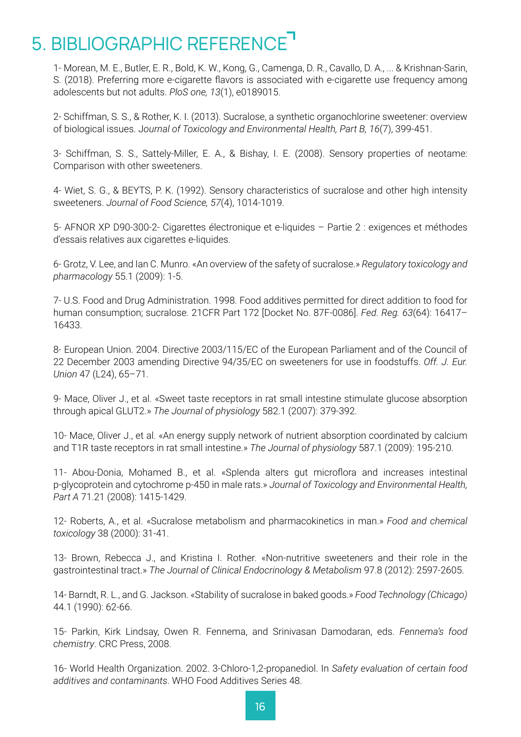# 5. BIBLIOGRAPHIC REFERENCE

1- Morean, M. E., Butler, E. R., Bold, K. W., Kong, G., Camenga, D. R., Cavallo, D. A., ... & Krishnan-Sarin, S. (2018). Preferring more e-cigarette flavors is associated with e-cigarette use frequency among adolescents but not adults. *PloS one, 13*(1), e0189015.

2- Schiffman, S. S., & Rother, K. I. (2013). Sucralose, a synthetic organochlorine sweetener: overview of biological issues. J*ournal of Toxicology and Environmental Health, Part B, 16*(7), 399-451.

3- Schiffman, S. S., Sattely-Miller, E. A., & Bishay, I. E. (2008). Sensory properties of neotame: Comparison with other sweeteners.

4- Wiet, S. G., & BEYTS, P. K. (1992). Sensory characteristics of sucralose and other high intensity sweeteners. *Journal of Food Science, 57*(4), 1014-1019.

5- AFNOR XP D90-300-2- Cigarettes électronique et e-liquides – Partie 2 : exigences et méthodes d'essais relatives aux cigarettes e-liquides.

6- Grotz, V. Lee, and Ian C. Munro. «An overview of the safety of sucralose.» *Regulatory toxicology and pharmacology* 55.1 (2009): 1-5.

7- U.S. Food and Drug Administration. 1998. Food additives permitted for direct addition to food for human consumption; sucralose. 21CFR Part 172 [Docket No. 87F-0086]. *Fed. Reg. 63*(64): 16417–16433.

8- European Union. 2004. Directive 2003/115/EC of the European Parliament and of the Council of 22 December 2003 amending Directive 94/35/EC on sweeteners for use in foodstuffs. *Off. J. Eur. Union* 47 (L24), 65–71.

9- Mace, Oliver J., et al. «Sweet taste receptors in rat small intestine stimulate glucose absorption through apical GLUT2.» *The Journal of physiology* 582.1 (2007): 379-392.

10- Mace, Oliver J., et al. «An energy supply network of nutrient absorption coordinated by calcium and T1R taste receptors in rat small intestine.» *The Journal of physiology* 587.1 (2009): 195-210.

11- Abou-Donia, Mohamed B., et al. «Splenda alters gut microflora and increases intestinal p-glycoprotein and cytochrome p-450 in male rats.» *Journal of Toxicology and Environmental Health, Part A* 71.21 (2008): 1415-1429.

12- Roberts, A., et al. «Sucralose metabolism and pharmacokinetics in man.» *Food and chemical toxicology* 38 (2000): 31-41.

13- Brown, Rebecca J., and Kristina I. Rother. «Non-nutritive sweeteners and their role in the gastrointestinal tract.» *The Journal of Clinical Endocrinology & Metabolism* 97.8 (2012): 2597-2605.

14- Barndt, R. L., and G. Jackson. «Stability of sucralose in baked goods.» *Food Technology (Chicago)* 44.1 (1990): 62-66.

15- Parkin, Kirk Lindsay, Owen R. Fennema, and Srinivasan Damodaran, eds. *Fennema's food chemistry*. CRC Press, 2008.

16- World Health Organization. 2002. 3-Chloro-1,2-propanediol. In *Safety evaluation of certain food additives and contaminants*. WHO Food Additives Series 48.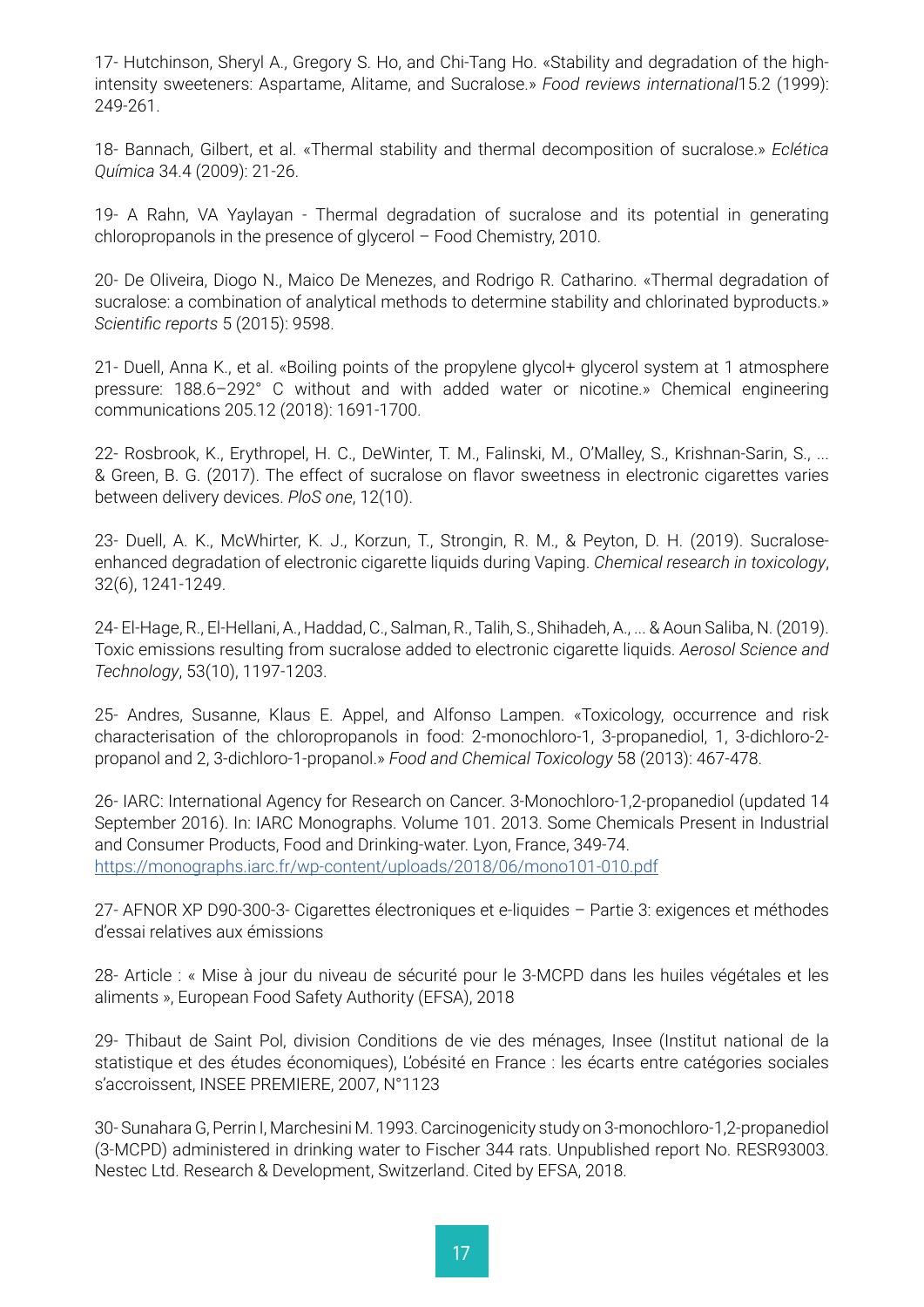17- Hutchinson, Sheryl A., Gregory S. Ho, and Chi-Tang Ho. «Stability and degradation of the high-intensity sweeteners: Aspartame, Alitame, and Sucralose.» *Food reviews international*15.2 (1999): 249-261.

18- Bannach, Gilbert, et al. «Thermal stability and thermal decomposition of sucralose.» *Eclética Química* 34.4 (2009): 21-26.

19- A Rahn, VA Yaylayan - Thermal degradation of sucralose and its potential in generating chloropropanols in the presence of glycerol – Food Chemistry, 2010.

20- De Oliveira, Diogo N., Maico De Menezes, and Rodrigo R. Catharino. «Thermal degradation of sucralose: a combination of analytical methods to determine stability and chlorinated byproducts.» *Scientific reports* 5 (2015): 9598.

21- Duell, Anna K., et al. «Boiling points of the propylene glycol+ glycerol system at 1 atmosphere pressure: 188.6–292° C without and with added water or nicotine.» Chemical engineering communications 205.12 (2018): 1691-1700.

22- Rosbrook, K., Erythropel, H. C., DeWinter, T. M., Falinski, M., O'Malley, S., Krishnan-Sarin, S., ... & Green, B. G. (2017). The effect of sucralose on flavor sweetness in electronic cigarettes varies between delivery devices. *PloS one*, 12(10).

23- Duell, A. K., McWhirter, K. J., Korzun, T., Strongin, R. M., & Peyton, D. H. (2019). Sucralose-enhanced degradation of electronic cigarette liquids during Vaping. *Chemical research in toxicology*, 32(6), 1241-1249.

24- El-Hage, R., El-Hellani, A., Haddad, C., Salman, R., Talih, S., Shihadeh, A., ... & Aoun Saliba, N. (2019). Toxic emissions resulting from sucralose added to electronic cigarette liquids. *Aerosol Science and Technology*, 53(10), 1197-1203.

25- Andres, Susanne, Klaus E. Appel, and Alfonso Lampen. «Toxicology, occurrence and risk characterisation of the chloropropanols in food: 2-monochloro-1, 3-propanediol, 1, 3-dichloro-2-propanol and 2, 3-dichloro-1-propanol.» *Food and Chemical Toxicology* 58 (2013): 467-478.

26- IARC: International Agency for Research on Cancer. 3-Monochloro-1,2-propanediol (updated 14 September 2016). In: IARC Monographs. Volume 101. 2013. Some Chemicals Present in Industrial and Consumer Products, Food and Drinking-water. Lyon, France, 349-74. https://monographs.iarc.fr/wp-content/uploads/2018/06/mono101-010.pdf

27- AFNOR XP D90-300-3- Cigarettes électroniques et e-liquides – Partie 3: exigences et méthodes d'essai relatives aux émissions

28- Article : « Mise à jour du niveau de sécurité pour le 3-MCPD dans les huiles végétales et les aliments », European Food Safety Authority (EFSA), 2018

29- Thibaut de Saint Pol, division Conditions de vie des ménages, Insee (Institut national de la statistique et des études économiques), L'obésité en France : les écarts entre catégories sociales s'accroissent, INSEE PREMIERE, 2007, N°1123

30- Sunahara G, Perrin I, Marchesini M. 1993. Carcinogenicity study on 3-monochloro-1,2-propanediol (3-MCPD) administered in drinking water to Fischer 344 rats. Unpublished report No. RESR93003. Nestec Ltd. Research & Development, Switzerland. Cited by EFSA, 2018.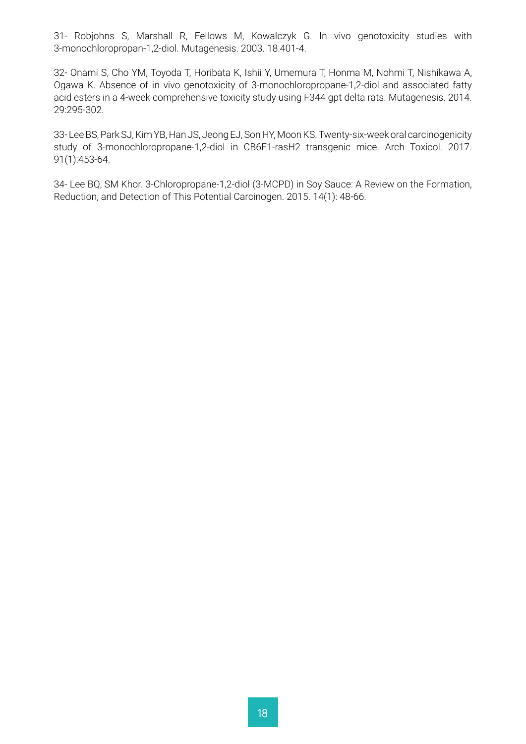31- Robjohns S, Marshall R, Fellows M, Kowalczyk G. In vivo genotoxicity studies with 3-monochloropropan-1,2-diol. Mutagenesis. 2003. 18:401-4.

32- Onami S, Cho YM, Toyoda T, Horibata K, Ishii Y, Umemura T, Honma M, Nohmi T, Nishikawa A, Ogawa K. Absence of in vivo genotoxicity of 3-monochloropropane-1,2-diol and associated fatty acid esters in a 4-week comprehensive toxicity study using F344 gpt delta rats. Mutagenesis. 2014. 29:295-302.

33- Lee BS, Park SJ, Kim YB, Han JS, Jeong EJ, Son HY, Moon KS. Twenty-six-week oral carcinogenicity study of 3-monochloropropane-1,2-diol in CB6F1-rasH2 transgenic mice. Arch Toxicol. 2017. 91(1):453-64.

34- Lee BQ, SM Khor. 3-Chloropropane-1,2-diol (3-MCPD) in Soy Sauce: A Review on the Formation, Reduction, and Detection of This Potential Carcinogen. 2015. 14(1): 48-66.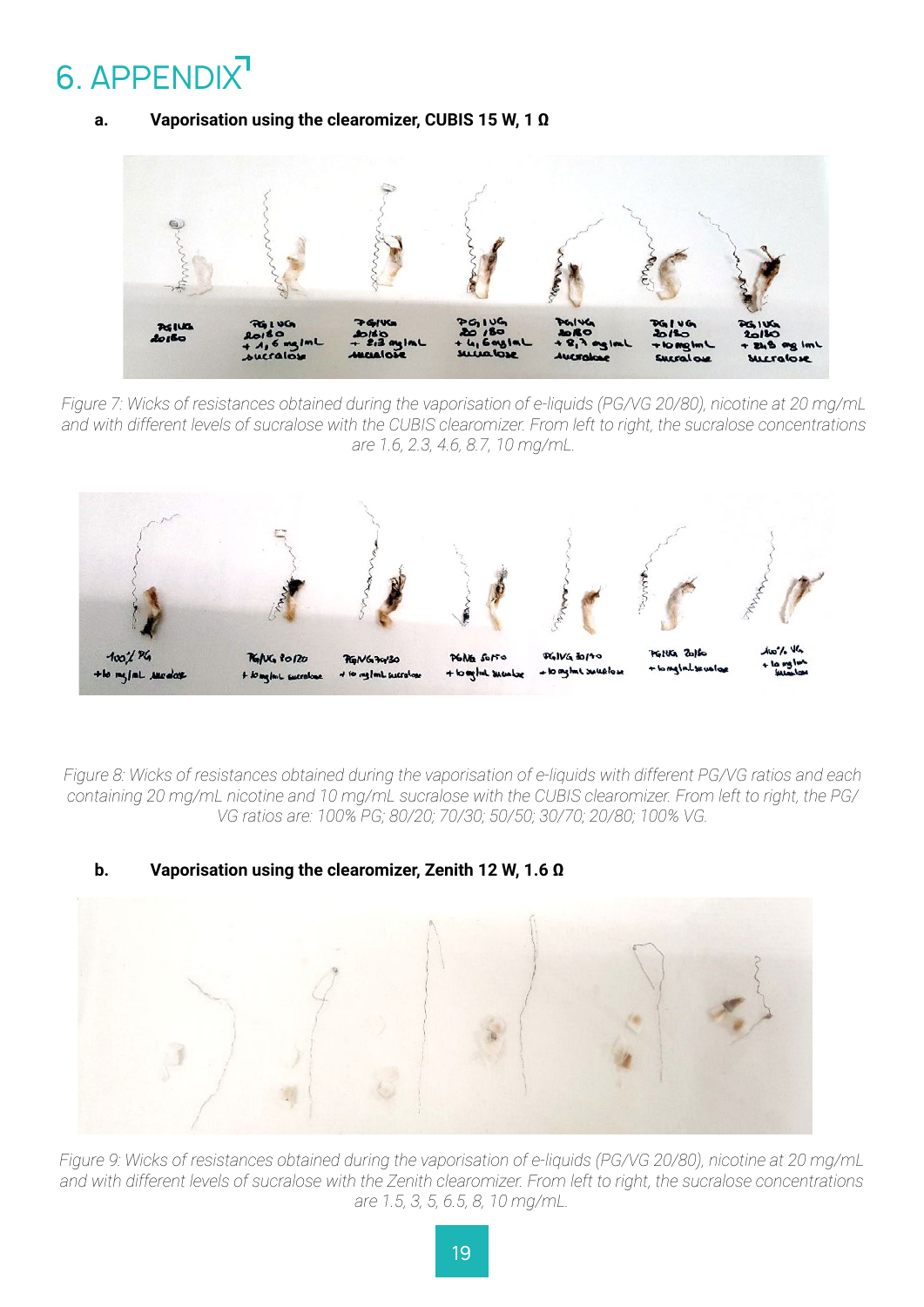# 6. APPENDIX

## a. Vaporisation using the clearomizer, CUBIS 15 W, 1 Ω

*Figure 7: Wicks of resistances obtained during the vaporisation of e-liquids (PG/VG 20/80), nicotine at 20 mg/mL and with different levels of sucralose with the CUBIS clearomizer. From left to right, the sucralose concentrations are 1.6, 2.3, 4.6, 8.7, 10 mg/mL.*

*Figure 8: Wicks of resistances obtained during the vaporisation of e-liquids with different PG/VG ratios and each containing 20 mg/mL nicotine and 10 mg/mL sucralose with the CUBIS clearomizer. From left to right, the PG/VG ratios are: 100% PG; 80/20; 70/30; 50/50; 30/70; 20/80; 100% VG.*

## b. Vaporisation using the clearomizer, Zenith 12 W, 1.6 Ω

*Figure 9: Wicks of resistances obtained during the vaporisation of e-liquids (PG/VG 20/80), nicotine at 20 mg/mL and with different levels of sucralose with the Zenith clearomizer. From left to right, the sucralose concentrations are 1.5, 3, 5, 6.5, 8, 10 mg/mL.*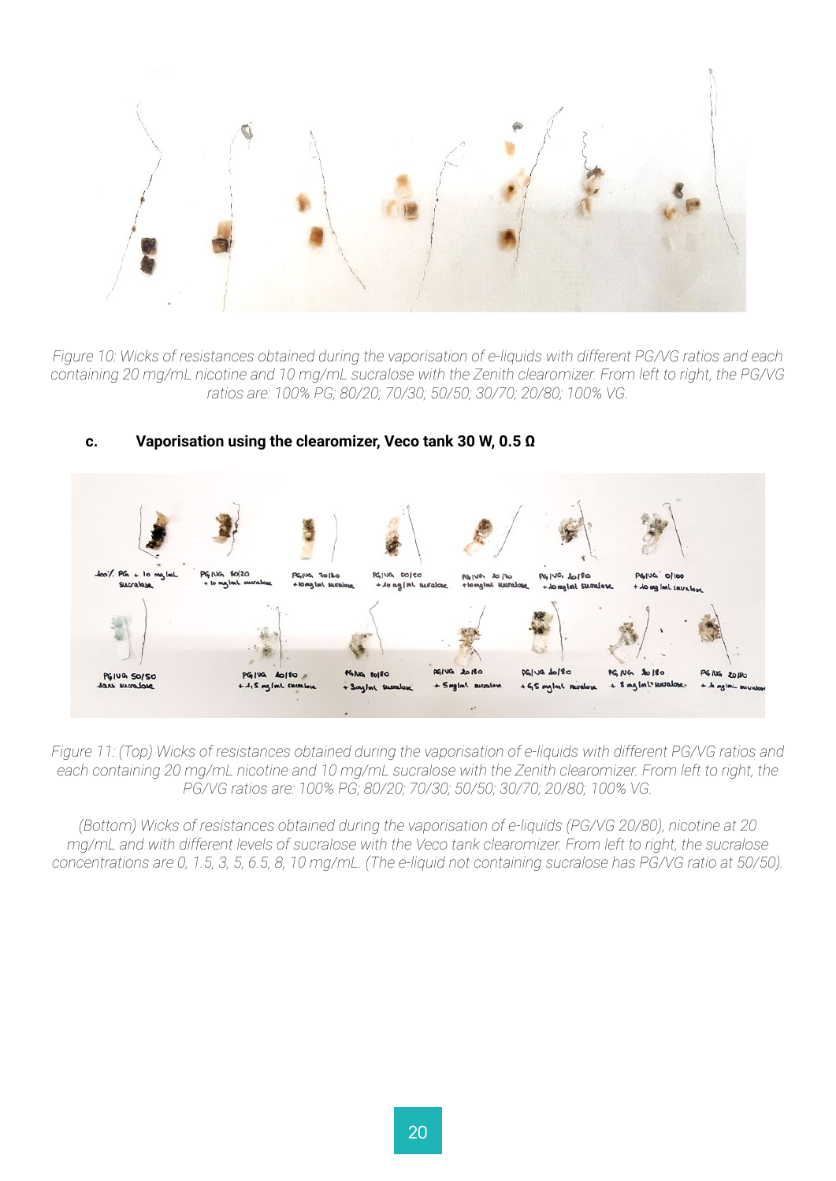*Figure 10: Wicks of resistances obtained during the vaporisation of e-liquids with different PG/VG ratios and each containing 20 mg/mL nicotine and 10 mg/mL sucralose with the Zenith clearomizer. From left to right, the PG/VG ratios are: 100% PG; 80/20; 70/30; 50/50; 30/70; 20/80; 100% VG.*

#### c. Vaporisation using the clearomizer, Veco tank 30 W, 0.5 Ω

*Figure 11: (Top) Wicks of resistances obtained during the vaporisation of e-liquids with different PG/VG ratios and each containing 20 mg/mL nicotine and 10 mg/mL sucralose with the Zenith clearomizer. From left to right, the PG/VG ratios are: 100% PG; 80/20; 70/30; 50/50; 30/70; 20/80; 100% VG.*

*(Bottom) Wicks of resistances obtained during the vaporisation of e-liquids (PG/VG 20/80), nicotine at 20 mg/mL and with different levels of sucralose with the Veco tank clearomizer. From left to right, the sucralose concentrations are 0, 1.5, 3, 5, 6.5, 8, 10 mg/mL. (The e-liquid not containing sucralose has PG/VG ratio at 50/50).*